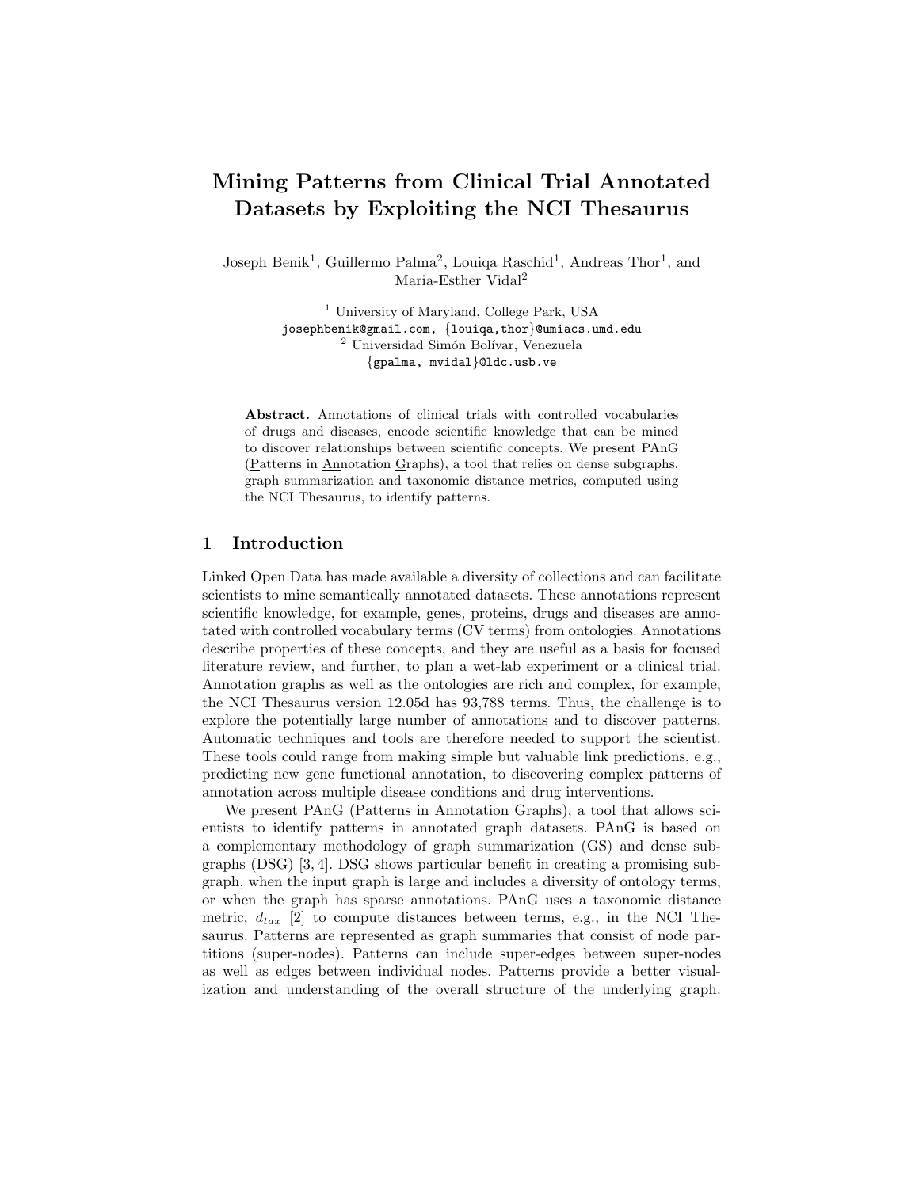# Mining Patterns from Clinical Trial Annotated Datasets by Exploiting the NCI Thesaurus

Joseph Benik[1], Guillermo Palma[2], Louiqa Raschid[1], Andreas Thor[1], and Maria-Esther Vidal[2]

[1] University of Maryland, College Park, USA
josephbenik@gmail.com, {louiqa,thor}@umiacs.umd.edu
[2] Universidad Simón Bolívar, Venezuela
{gpalma, mvidal}@ldc.usb.ve

**Abstract.** Annotations of clinical trials with controlled vocabularies of drugs and diseases, encode scientific knowledge that can be mined to discover relationships between scientific concepts. We present PAnG (Patterns in Annotation Graphs), a tool that relies on dense subgraphs, graph summarization and taxonomic distance metrics, computed using the NCI Thesaurus, to identify patterns.

## 1 Introduction

Linked Open Data has made available a diversity of collections and can facilitate scientists to mine semantically annotated datasets. These annotations represent scientific knowledge, for example, genes, proteins, drugs and diseases are annotated with controlled vocabulary terms (CV terms) from ontologies. Annotations describe properties of these concepts, and they are useful as a basis for focused literature review, and further, to plan a wet-lab experiment or a clinical trial. Annotation graphs as well as the ontologies are rich and complex, for example, the NCI Thesaurus version 12.05d has 93,788 terms. Thus, the challenge is to explore the potentially large number of annotations and to discover patterns. Automatic techniques and tools are therefore needed to support the scientist. These tools could range from making simple but valuable link predictions, e.g., predicting new gene functional annotation, to discovering complex patterns of annotation across multiple disease conditions and drug interventions.

We present PAnG (Patterns in Annotation Graphs), a tool that allows scientists to identify patterns in annotated graph datasets. PAnG is based on a complementary methodology of graph summarization (GS) and dense subgraphs (DSG) [3, 4]. DSG shows particular benefit in creating a promising subgraph, when the input graph is large and includes a diversity of ontology terms, or when the graph has sparse annotations. PAnG uses a taxonomic distance metric, $d_{tax}$ [2] to compute distances between terms, e.g., in the NCI Thesaurus. Patterns are represented as graph summaries that consist of node partitions (super-nodes). Patterns can include super-edges between super-nodes as well as edges between individual nodes. Patterns provide a better visualization and understanding of the overall structure of the underlying graph.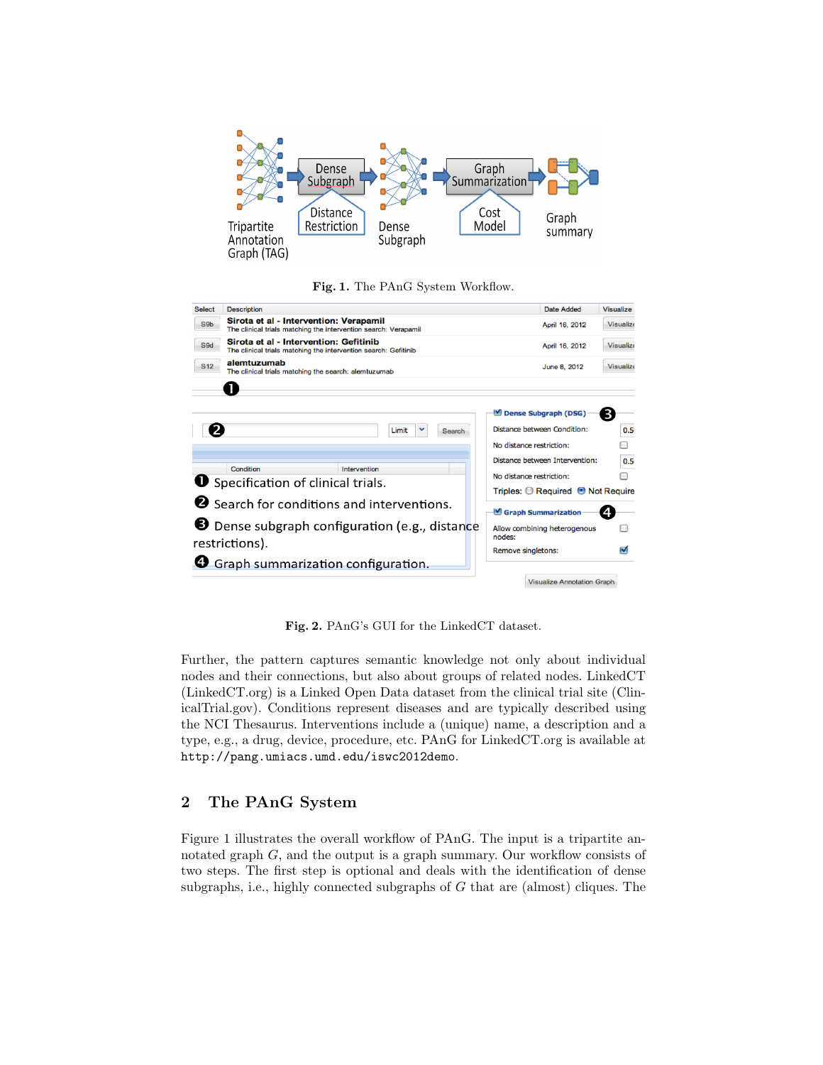**Fig. 1.** The PAnG System Workflow.

**Fig. 2.** PAnG's GUI for the LinkedCT dataset.

Further, the pattern captures semantic knowledge not only about individual nodes and their connections, but also about groups of related nodes. LinkedCT (LinkedCT.org) is a Linked Open Data dataset from the clinical trial site (ClinicalTrial.gov). Conditions represent diseases and are typically described using the NCI Thesaurus. Interventions include a (unique) name, a description and a type, e.g., a drug, device, procedure, etc. PAnG for LinkedCT.org is available at `http://pang.umiacs.umd.edu/iswc2012demo`.

## 2 The PAnG System

Figure 1 illustrates the overall workflow of PAnG. The input is a tripartite annotated graph $G$, and the output is a graph summary. Our workflow consists of two steps. The first step is optional and deals with the identification of dense subgraphs, i.e., highly connected subgraphs of $G$ that are (almost) cliques. The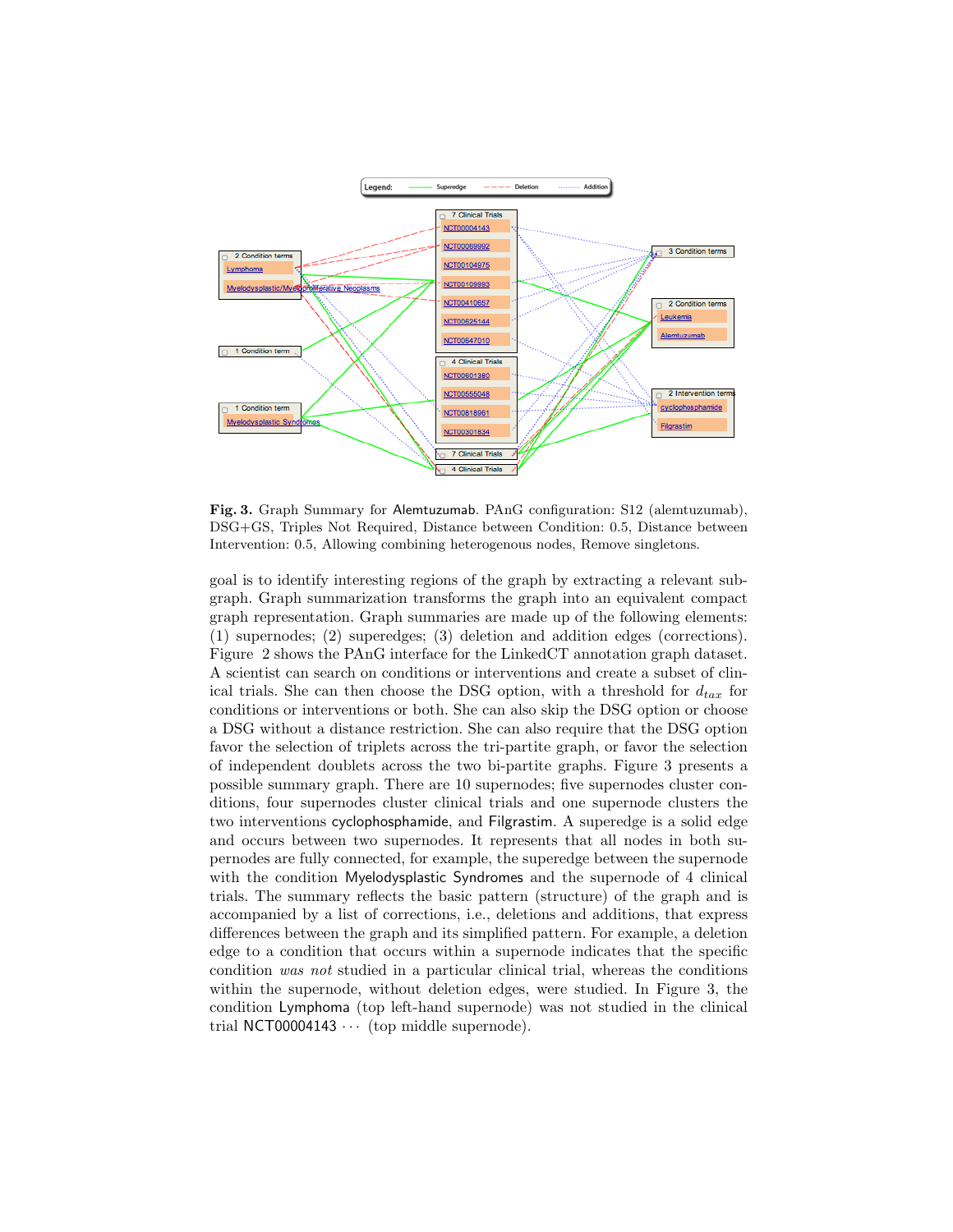**Fig. 3.** Graph Summary for Alemtuzumab. PAnG configuration: S12 (alemtuzumab), DSG+GS, Triples Not Required, Distance between Condition: 0.5, Distance between Intervention: 0.5, Allowing combining heterogenous nodes, Remove singletons.

goal is to identify interesting regions of the graph by extracting a relevant subgraph. Graph summarization transforms the graph into an equivalent compact graph representation. Graph summaries are made up of the following elements: (1) supernodes; (2) superedges; (3) deletion and addition edges (corrections). Figure 2 shows the PAnG interface for the LinkedCT annotation graph dataset. A scientist can search on conditions or interventions and create a subset of clinical trials. She can then choose the DSG option, with a threshold for $d_{tax}$ for conditions or interventions or both. She can also skip the DSG option or choose a DSG without a distance restriction. She can also require that the DSG option favor the selection of triplets across the tri-partite graph, or favor the selection of independent doublets across the two bi-partite graphs. Figure 3 presents a possible summary graph. There are 10 supernodes; five supernodes cluster conditions, four supernodes cluster clinical trials and one supernode clusters the two interventions cyclophosphamide, and Filgrastim. A superedge is a solid edge and occurs between two supernodes. It represents that all nodes in both supernodes are fully connected, for example, the superedge between the supernode with the condition Myelodysplastic Syndromes and the supernode of 4 clinical trials. The summary reflects the basic pattern (structure) of the graph and is accompanied by a list of corrections, i.e., deletions and additions, that express differences between the graph and its simplified pattern. For example, a deletion edge to a condition that occurs within a supernode indicates that the specific condition *was not* studied in a particular clinical trial, whereas the conditions within the supernode, without deletion edges, were studied. In Figure 3, the condition Lymphoma (top left-hand supernode) was not studied in the clinical trial NCT00004143 $\cdots$ (top middle supernode).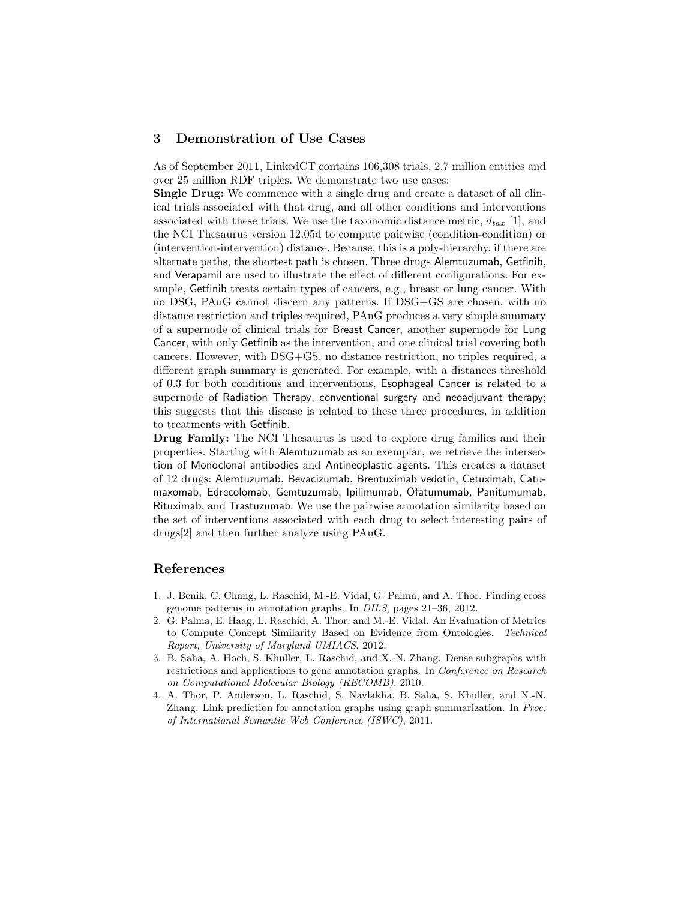## 3 Demonstration of Use Cases

As of September 2011, LinkedCT contains 106,308 trials, 2.7 million entities and over 25 million RDF triples. We demonstrate two use cases:

**Single Drug:** We commence with a single drug and create a dataset of all clinical trials associated with that drug, and all other conditions and interventions associated with these trials. We use the taxonomic distance metric, $d_{tax}$ [1], and the NCI Thesaurus version 12.05d to compute pairwise (condition-condition) or (intervention-intervention) distance. Because, this is a poly-hierarchy, if there are alternate paths, the shortest path is chosen. Three drugs Alemtuzumab, Getfinib, and Verapamil are used to illustrate the effect of different configurations. For example, Getfinib treats certain types of cancers, e.g., breast or lung cancer. With no DSG, PAnG cannot discern any patterns. If DSG+GS are chosen, with no distance restriction and triples required, PAnG produces a very simple summary of a supernode of clinical trials for Breast Cancer, another supernode for Lung Cancer, with only Getfinib as the intervention, and one clinical trial covering both cancers. However, with DSG+GS, no distance restriction, no triples required, a different graph summary is generated. For example, with a distances threshold of 0.3 for both conditions and interventions, Esophageal Cancer is related to a supernode of Radiation Therapy, conventional surgery and neoadjuvant therapy; this suggests that this disease is related to these three procedures, in addition to treatments with Getfinib.

**Drug Family:** The NCI Thesaurus is used to explore drug families and their properties. Starting with Alemtuzumab as an exemplar, we retrieve the intersection of Monoclonal antibodies and Antineoplastic agents. This creates a dataset of 12 drugs: Alemtuzumab, Bevacizumab, Brentuximab vedotin, Cetuximab, Catumaxomab, Edrecolomab, Gemtuzumab, Ipilimumab, Ofatumumab, Panitumumab, Rituximab, and Trastuzumab. We use the pairwise annotation similarity based on the set of interventions associated with each drug to select interesting pairs of drugs[2] and then further analyze using PAnG.

## References

1. J. Benik, C. Chang, L. Raschid, M.-E. Vidal, G. Palma, and A. Thor. Finding cross genome patterns in annotation graphs. In *DILS*, pages 21–36, 2012.
2. G. Palma, E. Haag, L. Raschid, A. Thor, and M.-E. Vidal. An Evaluation of Metrics to Compute Concept Similarity Based on Evidence from Ontologies. *Technical Report, University of Maryland UMIACS*, 2012.
3. B. Saha, A. Hoch, S. Khuller, L. Raschid, and X.-N. Zhang. Dense subgraphs with restrictions and applications to gene annotation graphs. In *Conference on Research on Computational Molecular Biology (RECOMB)*, 2010.
4. A. Thor, P. Anderson, L. Raschid, S. Navlakha, B. Saha, S. Khuller, and X.-N. Zhang. Link prediction for annotation graphs using graph summarization. In *Proc. of International Semantic Web Conference (ISWC)*, 2011.